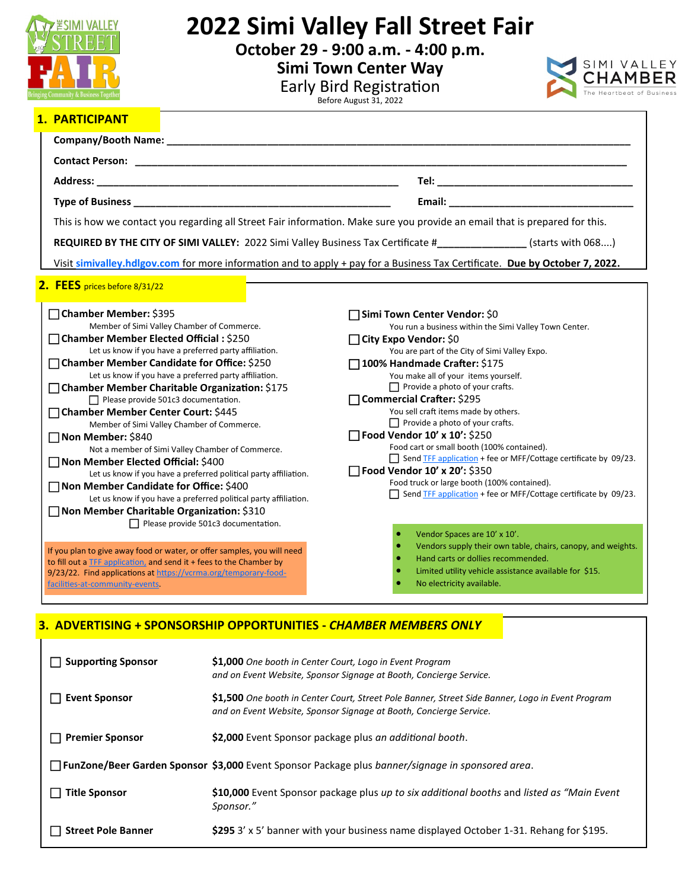# 2022 Simi Valley Fall Street Fair

**October 29 - 9:00 a.m. - 4:00 p.m.**

**Simi Town Center Way**

Early Bird Registration

Before August 31, 2022

## 1. PARTICIPANT

**Company/Booth Name:** ______________________________________________

**Contact Person:** ______________________________________________

**Address:** ______________________________ **Tel:** ______________________

**Type of Business** ______________________________ **Email:** ______________________

This is how we contact you regarding all Street Fair information. Make sure you provide an email that is prepared for this.

**REQUIRED BY THE CITY OF SIMI VALLEY:** 2022 Simi Valley Business Tax Certificate #_______________ (starts with 068....)

Visit **simivalley.hdlgov.com** for more information and to apply + pay for a Business Tax Certificate. **Due by October 7, 2022.**

## 2. FEES prices before 8/31/22

- ☐ **Chamber Member:** $395
  Member of Simi Valley Chamber of Commerce.
- ☐ **Chamber Member Elected Official :** $250
  Let us know if you have a preferred party affiliation.
- ☐ **Chamber Member Candidate for Office:** $250
  Let us know if you have a preferred party affiliation.
- ☐ **Chamber Member Charitable Organization:** $175
  ☐ Please provide 501c3 documentation.
- ☐ **Chamber Member Center Court:** $445
  Member of Simi Valley Chamber of Commerce.
- ☐ **Non Member:** $840
  Not a member of Simi Valley Chamber of Commerce.
- ☐ **Non Member Elected Official:** $400
  Let us know if you have a preferred political party affiliation.
- ☐ **Non Member Candidate for Office:** $400
  Let us know if you have a preferred political party affiliation.
- ☐ **Non Member Charitable Organization:** $310
  ☐ Please provide 501c3 documentation.

If you plan to give away food or water, or offer samples, you will need to fill out a TFF application, and send it + fees to the Chamber by 9/23/22. Find applications at https://vcrma.org/temporary-food-facilities-at-community-events.

- ☐ **Simi Town Center Vendor:** $0
  You run a business within the Simi Valley Town Center.
- ☐ **City Expo Vendor:** $0
  You are part of the City of Simi Valley Expo.
- ☐ **100% Handmade Crafter:** $175
  You make all of your items yourself.
  ☐ Provide a photo of your crafts.
- ☐ **Commercial Crafter:** $295
  You sell craft items made by others.
  ☐ Provide a photo of your crafts.
- ☐ **Food Vendor 10' x 10':** $250
  Food cart or small booth (100% contained).
  ☐ Send TFF application + fee or MFF/Cottage certificate by 09/23.
- ☐ **Food Vendor 10' x 20':** $350
  Food truck or large booth (100% contained).
  ☐ Send TFF application + fee or MFF/Cottage certificate by 09/23.

- Vendor Spaces are 10' x 10'.
- Vendors supply their own table, chairs, canopy, and weights.
- Hand carts or dollies recommended.
- Limited utility vehicle assistance available for $15.
- No electricity available.

## 3. ADVERTISING + SPONSORSHIP OPPORTUNITIES - *CHAMBER MEMBERS ONLY*

| | |
|---|---|
| ☐ **Supporting Sponsor** | **$1,000** *One booth in Center Court, Logo in Event Program and on Event Website, Sponsor Signage at Booth, Concierge Service.* |
| ☐ **Event Sponsor** | **$1,500** *One booth in Center Court, Street Pole Banner, Street Side Banner, Logo in Event Program and on Event Website, Sponsor Signage at Booth, Concierge Service.* |
| ☐ **Premier Sponsor** | **$2,000** Event Sponsor package plus *an additional booth*. |
| ☐ **FunZone/Beer Garden Sponsor** | **$3,000** Event Sponsor Package plus *banner/signage in sponsored area*. |
| ☐ **Title Sponsor** | **$10,000** Event Sponsor package plus *up to six additional booths* and *listed as "Main Event Sponsor."* |
| ☐ **Street Pole Banner** | **$295** 3' x 5' banner with your business name displayed October 1-31. Rehang for $195. |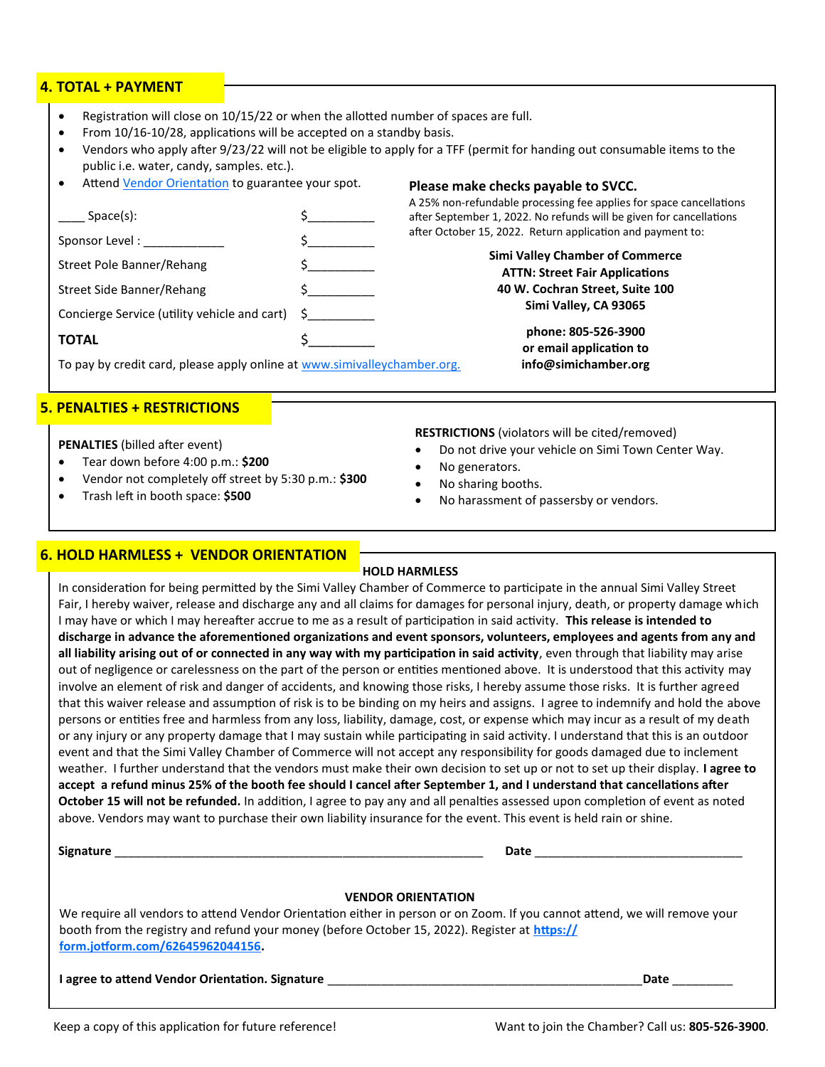## 4. TOTAL + PAYMENT

- Registration will close on 10/15/22 or when the allotted number of spaces are full.
- From 10/16-10/28, applications will be accepted on a standby basis.
- Vendors who apply after 9/23/22 will not be eligible to apply for a TFF (permit for handing out consumable items to the public i.e. water, candy, samples. etc.).
- Attend Vendor Orientation to guarantee your spot.

| | |
|---|---|
| ____ Space(s): | $__________ |
| Sponsor Level : ____________ | $__________ |
| Street Pole Banner/Rehang | $__________ |
| Street Side Banner/Rehang | $__________ |
| Concierge Service (utility vehicle and cart) | $__________ |
| **TOTAL** | $__________ |

To pay by credit card, please apply online at www.simivalleychamber.org.

**Please make checks payable to SVCC.**

A 25% non-refundable processing fee applies for space cancellations after September 1, 2022. No refunds will be given for cancellations after October 15, 2022. Return application and payment to:

**Simi Valley Chamber of Commerce**
**ATTN: Street Fair Applications**
**40 W. Cochran Street, Suite 100**
**Simi Valley, CA 93065**

**phone: 805-526-3900**
**or email application to**
**info@simichamber.org**

## 5. PENALTIES + RESTRICTIONS

**PENALTIES** (billed after event)

- Tear down before 4:00 p.m.: **$200**
- Vendor not completely off street by 5:30 p.m.: **$300**
- Trash left in booth space: **$500**

**RESTRICTIONS** (violators will be cited/removed)

- Do not drive your vehicle on Simi Town Center Way.
- No generators.
- No sharing booths.
- No harassment of passersby or vendors.

## 6. HOLD HARMLESS + VENDOR ORIENTATION

**HOLD HARMLESS**

In consideration for being permitted by the Simi Valley Chamber of Commerce to participate in the annual Simi Valley Street Fair, I hereby waiver, release and discharge any and all claims for damages for personal injury, death, or property damage which I may have or which I may hereafter accrue to me as a result of participation in said activity. **This release is intended to discharge in advance the aforementioned organizations and event sponsors, volunteers, employees and agents from any and all liability arising out of or connected in any way with my participation in said activity**, even through that liability may arise out of negligence or carelessness on the part of the person or entities mentioned above. It is understood that this activity may involve an element of risk and danger of accidents, and knowing those risks, I hereby assume those risks. It is further agreed that this waiver release and assumption of risk is to be binding on my heirs and assigns. I agree to indemnify and hold the above persons or entities free and harmless from any loss, liability, damage, cost, or expense which may incur as a result of my death or any injury or any property damage that I may sustain while participating in said activity. I understand that this is an outdoor event and that the Simi Valley Chamber of Commerce will not accept any responsibility for goods damaged due to inclement weather. I further understand that the vendors must make their own decision to set up or not to set up their display. **I agree to accept a refund minus 25% of the booth fee should I cancel after September 1, and I understand that cancellations after October 15 will not be refunded.** In addition, I agree to pay any and all penalties assessed upon completion of event as noted above. Vendors may want to purchase their own liability insurance for the event. This event is held rain or shine.

**Signature** ____________________________________________ **Date** ____________________________

**VENDOR ORIENTATION**

We require all vendors to attend Vendor Orientation either in person or on Zoom. If you cannot attend, we will remove your booth from the registry and refund your money (before October 15, 2022). Register at **https://form.jotform.com/62645962044156**.

**I agree to attend Vendor Orientation. Signature** ________________________________________ **Date** _________

Keep a copy of this application for future reference!

Want to join the Chamber? Call us: **805-526-3900**.